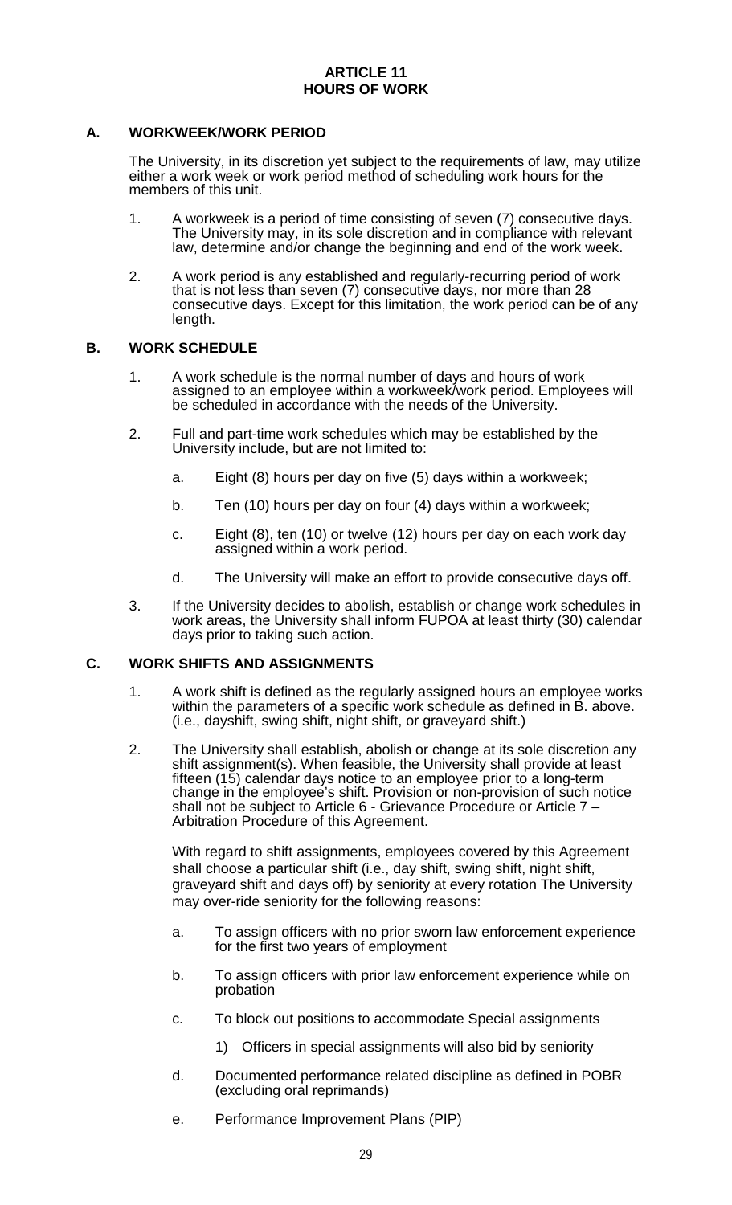# ARTICLE 11
# HOURS OF WORK

## A. WORKWEEK/WORK PERIOD

The University, in its discretion yet subject to the requirements of law, may utilize either a work week or work period method of scheduling work hours for the members of this unit.

1. A workweek is a period of time consisting of seven (7) consecutive days. The University may, in its sole discretion and in compliance with relevant law, determine and/or change the beginning and end of the work week**.**

2. A work period is any established and regularly-recurring period of work that is not less than seven (7) consecutive days, nor more than 28 consecutive days. Except for this limitation, the work period can be of any length.

## B. WORK SCHEDULE

1. A work schedule is the normal number of days and hours of work assigned to an employee within a workweek/work period. Employees will be scheduled in accordance with the needs of the University.

2. Full and part-time work schedules which may be established by the University include, but are not limited to:

   a. Eight (8) hours per day on five (5) days within a workweek;

   b. Ten (10) hours per day on four (4) days within a workweek;

   c. Eight (8), ten (10) or twelve (12) hours per day on each work day assigned within a work period.

   d. The University will make an effort to provide consecutive days off.

3. If the University decides to abolish, establish or change work schedules in work areas, the University shall inform FUPOA at least thirty (30) calendar days prior to taking such action.

## C. WORK SHIFTS AND ASSIGNMENTS

1. A work shift is defined as the regularly assigned hours an employee works within the parameters of a specific work schedule as defined in B. above. (i.e., dayshift, swing shift, night shift, or graveyard shift.)

2. The University shall establish, abolish or change at its sole discretion any shift assignment(s). When feasible, the University shall provide at least fifteen (15) calendar days notice to an employee prior to a long-term change in the employee's shift. Provision or non-provision of such notice shall not be subject to Article 6 - Grievance Procedure or Article 7 – Arbitration Procedure of this Agreement.

   With regard to shift assignments, employees covered by this Agreement shall choose a particular shift (i.e., day shift, swing shift, night shift, graveyard shift and days off) by seniority at every rotation The University may over-ride seniority for the following reasons:

   a. To assign officers with no prior sworn law enforcement experience for the first two years of employment

   b. To assign officers with prior law enforcement experience while on probation

   c. To block out positions to accommodate Special assignments

      1) Officers in special assignments will also bid by seniority

   d. Documented performance related discipline as defined in POBR (excluding oral reprimands)

   e. Performance Improvement Plans (PIP)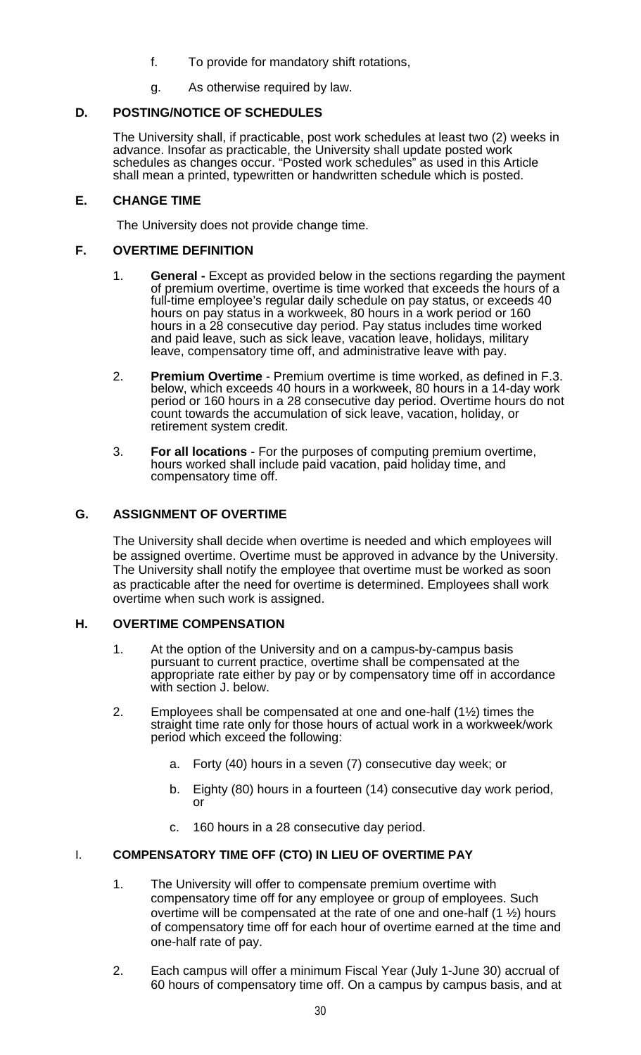f. To provide for mandatory shift rotations,

g. As otherwise required by law.

### D. POSTING/NOTICE OF SCHEDULES

The University shall, if practicable, post work schedules at least two (2) weeks in advance. Insofar as practicable, the University shall update posted work schedules as changes occur. "Posted work schedules" as used in this Article shall mean a printed, typewritten or handwritten schedule which is posted.

### E. CHANGE TIME

The University does not provide change time.

### F. OVERTIME DEFINITION

1. **General -** Except as provided below in the sections regarding the payment of premium overtime, overtime is time worked that exceeds the hours of a full-time employee's regular daily schedule on pay status, or exceeds 40 hours on pay status in a workweek, 80 hours in a work period or 160 hours in a 28 consecutive day period. Pay status includes time worked and paid leave, such as sick leave, vacation leave, holidays, military leave, compensatory time off, and administrative leave with pay.

2. **Premium Overtime** - Premium overtime is time worked, as defined in F.3. below, which exceeds 40 hours in a workweek, 80 hours in a 14-day work period or 160 hours in a 28 consecutive day period. Overtime hours do not count towards the accumulation of sick leave, vacation, holiday, or retirement system credit.

3. **For all locations** - For the purposes of computing premium overtime, hours worked shall include paid vacation, paid holiday time, and compensatory time off.

### G. ASSIGNMENT OF OVERTIME

The University shall decide when overtime is needed and which employees will be assigned overtime. Overtime must be approved in advance by the University. The University shall notify the employee that overtime must be worked as soon as practicable after the need for overtime is determined. Employees shall work overtime when such work is assigned.

### H. OVERTIME COMPENSATION

1. At the option of the University and on a campus-by-campus basis pursuant to current practice, overtime shall be compensated at the appropriate rate either by pay or by compensatory time off in accordance with section J. below.

2. Employees shall be compensated at one and one-half (1½) times the straight time rate only for those hours of actual work in a workweek/work period which exceed the following:

   a. Forty (40) hours in a seven (7) consecutive day week; or

   b. Eighty (80) hours in a fourteen (14) consecutive day work period, or

   c. 160 hours in a 28 consecutive day period.

### I. COMPENSATORY TIME OFF (CTO) IN LIEU OF OVERTIME PAY

1. The University will offer to compensate premium overtime with compensatory time off for any employee or group of employees. Such overtime will be compensated at the rate of one and one-half (1 ½) hours of compensatory time off for each hour of overtime earned at the time and one-half rate of pay.

2. Each campus will offer a minimum Fiscal Year (July 1-June 30) accrual of 60 hours of compensatory time off. On a campus by campus basis, and at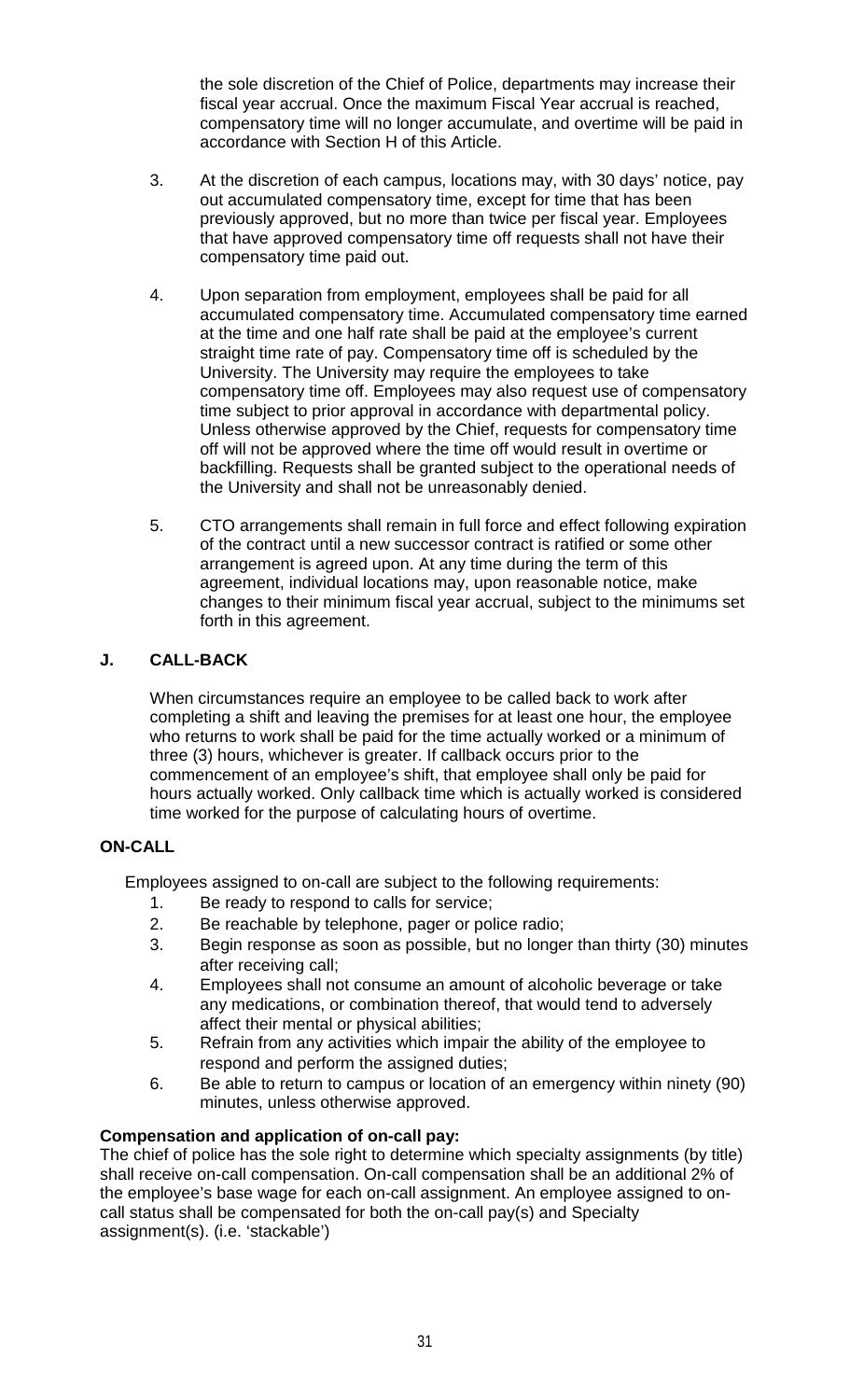the sole discretion of the Chief of Police, departments may increase their fiscal year accrual. Once the maximum Fiscal Year accrual is reached, compensatory time will no longer accumulate, and overtime will be paid in accordance with Section H of this Article.

3. At the discretion of each campus, locations may, with 30 days' notice, pay out accumulated compensatory time, except for time that has been previously approved, but no more than twice per fiscal year. Employees that have approved compensatory time off requests shall not have their compensatory time paid out.

4. Upon separation from employment, employees shall be paid for all accumulated compensatory time. Accumulated compensatory time earned at the time and one half rate shall be paid at the employee's current straight time rate of pay. Compensatory time off is scheduled by the University. The University may require the employees to take compensatory time off. Employees may also request use of compensatory time subject to prior approval in accordance with departmental policy. Unless otherwise approved by the Chief, requests for compensatory time off will not be approved where the time off would result in overtime or backfilling. Requests shall be granted subject to the operational needs of the University and shall not be unreasonably denied.

5. CTO arrangements shall remain in full force and effect following expiration of the contract until a new successor contract is ratified or some other arrangement is agreed upon. At any time during the term of this agreement, individual locations may, upon reasonable notice, make changes to their minimum fiscal year accrual, subject to the minimums set forth in this agreement.

### J. CALL-BACK

When circumstances require an employee to be called back to work after completing a shift and leaving the premises for at least one hour, the employee who returns to work shall be paid for the time actually worked or a minimum of three (3) hours, whichever is greater. If callback occurs prior to the commencement of an employee's shift, that employee shall only be paid for hours actually worked. Only callback time which is actually worked is considered time worked for the purpose of calculating hours of overtime.

### ON-CALL

Employees assigned to on-call are subject to the following requirements:

1. Be ready to respond to calls for service;
2. Be reachable by telephone, pager or police radio;
3. Begin response as soon as possible, but no longer than thirty (30) minutes after receiving call;
4. Employees shall not consume an amount of alcoholic beverage or take any medications, or combination thereof, that would tend to adversely affect their mental or physical abilities;
5. Refrain from any activities which impair the ability of the employee to respond and perform the assigned duties;
6. Be able to return to campus or location of an emergency within ninety (90) minutes, unless otherwise approved.

**Compensation and application of on-call pay:**

The chief of police has the sole right to determine which specialty assignments (by title) shall receive on-call compensation. On-call compensation shall be an additional 2% of the employee's base wage for each on-call assignment. An employee assigned to on-call status shall be compensated for both the on-call pay(s) and Specialty assignment(s). (i.e. 'stackable')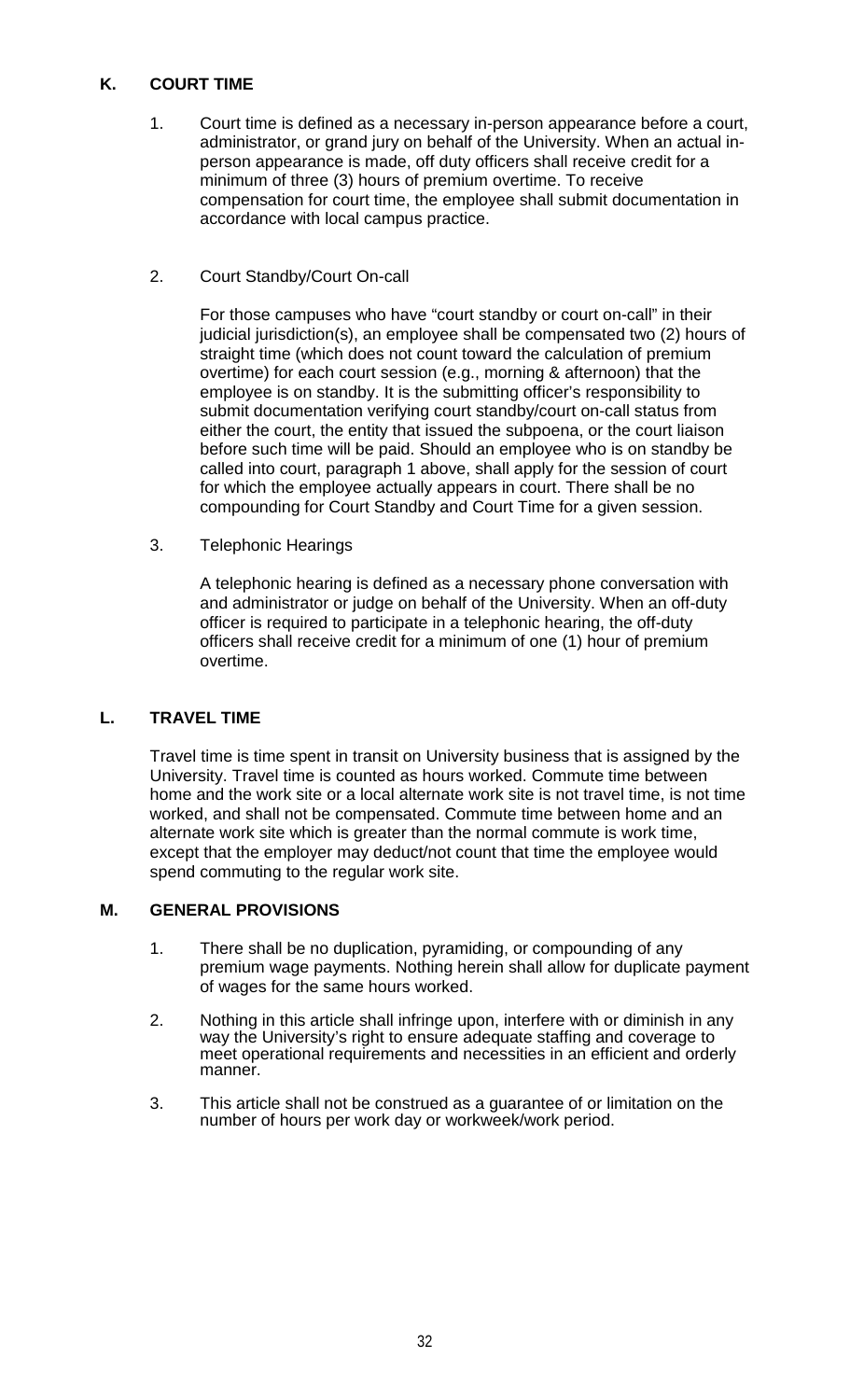## K. COURT TIME

1. Court time is defined as a necessary in-person appearance before a court, administrator, or grand jury on behalf of the University. When an actual in-person appearance is made, off duty officers shall receive credit for a minimum of three (3) hours of premium overtime. To receive compensation for court time, the employee shall submit documentation in accordance with local campus practice.

2. Court Standby/Court On-call

   For those campuses who have "court standby or court on-call" in their judicial jurisdiction(s), an employee shall be compensated two (2) hours of straight time (which does not count toward the calculation of premium overtime) for each court session (e.g., morning & afternoon) that the employee is on standby. It is the submitting officer's responsibility to submit documentation verifying court standby/court on-call status from either the court, the entity that issued the subpoena, or the court liaison before such time will be paid. Should an employee who is on standby be called into court, paragraph 1 above, shall apply for the session of court for which the employee actually appears in court. There shall be no compounding for Court Standby and Court Time for a given session.

3. Telephonic Hearings

   A telephonic hearing is defined as a necessary phone conversation with and administrator or judge on behalf of the University. When an off-duty officer is required to participate in a telephonic hearing, the off-duty officers shall receive credit for a minimum of one (1) hour of premium overtime.

## L. TRAVEL TIME

Travel time is time spent in transit on University business that is assigned by the University. Travel time is counted as hours worked. Commute time between home and the work site or a local alternate work site is not travel time, is not time worked, and shall not be compensated. Commute time between home and an alternate work site which is greater than the normal commute is work time, except that the employer may deduct/not count that time the employee would spend commuting to the regular work site.

## M. GENERAL PROVISIONS

1. There shall be no duplication, pyramiding, or compounding of any premium wage payments. Nothing herein shall allow for duplicate payment of wages for the same hours worked.

2. Nothing in this article shall infringe upon, interfere with or diminish in any way the University's right to ensure adequate staffing and coverage to meet operational requirements and necessities in an efficient and orderly manner.

3. This article shall not be construed as a guarantee of or limitation on the number of hours per work day or workweek/work period.